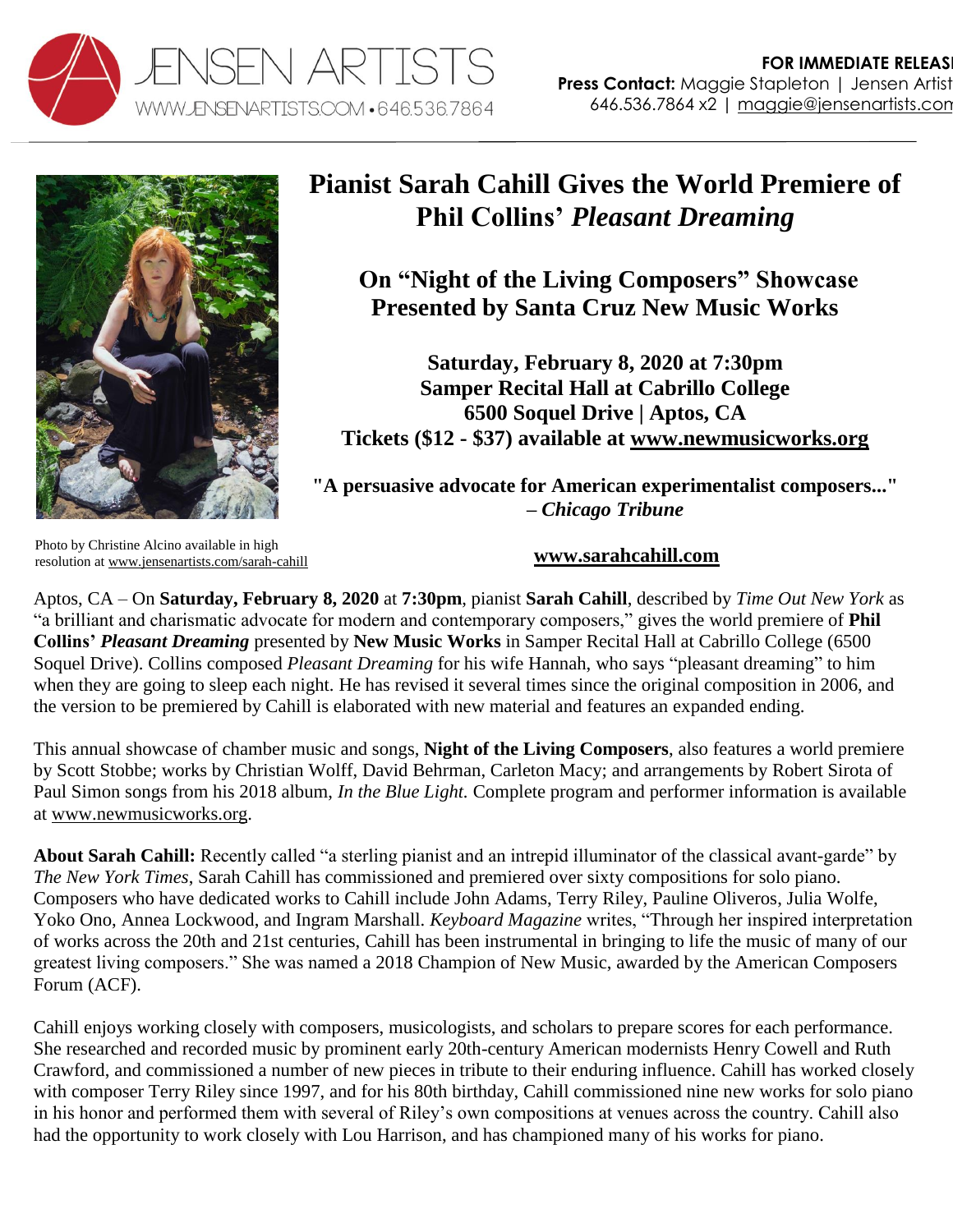JENSEN ARTISTS
WWW.JENSENARTISTS.COM • 646.536.7864

**FOR IMMEDIATE RELEASE**
**Press Contact:** Maggie Stapleton | Jensen Artists
646.536.7864 x2 | maggie@jensenartists.com

# Pianist Sarah Cahill Gives the World Premiere of Phil Collins' *Pleasant Dreaming*

## On "Night of the Living Composers" Showcase Presented by Santa Cruz New Music Works

**Saturday, February 8, 2020 at 7:30pm**
**Samper Recital Hall at Cabrillo College**
**6500 Soquel Drive | Aptos, CA**
**Tickets ($12 - $37) available at www.newmusicworks.org**

**"A persuasive advocate for American experimentalist composers..."**
**– *Chicago Tribune***

Photo by Christine Alcino available in high resolution at www.jensenartists.com/sarah-cahill

**www.sarahcahill.com**

Aptos, CA – On **Saturday, February 8, 2020** at **7:30pm**, pianist **Sarah Cahill**, described by *Time Out New York* as "a brilliant and charismatic advocate for modern and contemporary composers," gives the world premiere of **Phil Collins' *Pleasant Dreaming*** presented by **New Music Works** in Samper Recital Hall at Cabrillo College (6500 Soquel Drive). Collins composed *Pleasant Dreaming* for his wife Hannah, who says "pleasant dreaming" to him when they are going to sleep each night. He has revised it several times since the original composition in 2006, and the version to be premiered by Cahill is elaborated with new material and features an expanded ending.

This annual showcase of chamber music and songs, **Night of the Living Composers**, also features a world premiere by Scott Stobbe; works by Christian Wolff, David Behrman, Carleton Macy; and arrangements by Robert Sirota of Paul Simon songs from his 2018 album, *In the Blue Light.* Complete program and performer information is available at www.newmusicworks.org.

**About Sarah Cahill:** Recently called "a sterling pianist and an intrepid illuminator of the classical avant-garde" by *The New York Times*, Sarah Cahill has commissioned and premiered over sixty compositions for solo piano. Composers who have dedicated works to Cahill include John Adams, Terry Riley, Pauline Oliveros, Julia Wolfe, Yoko Ono, Annea Lockwood, and Ingram Marshall. *Keyboard Magazine* writes, "Through her inspired interpretation of works across the 20th and 21st centuries, Cahill has been instrumental in bringing to life the music of many of our greatest living composers." She was named a 2018 Champion of New Music, awarded by the American Composers Forum (ACF).

Cahill enjoys working closely with composers, musicologists, and scholars to prepare scores for each performance. She researched and recorded music by prominent early 20th-century American modernists Henry Cowell and Ruth Crawford, and commissioned a number of new pieces in tribute to their enduring influence. Cahill has worked closely with composer Terry Riley since 1997, and for his 80th birthday, Cahill commissioned nine new works for solo piano in his honor and performed them with several of Riley's own compositions at venues across the country. Cahill also had the opportunity to work closely with Lou Harrison, and has championed many of his works for piano.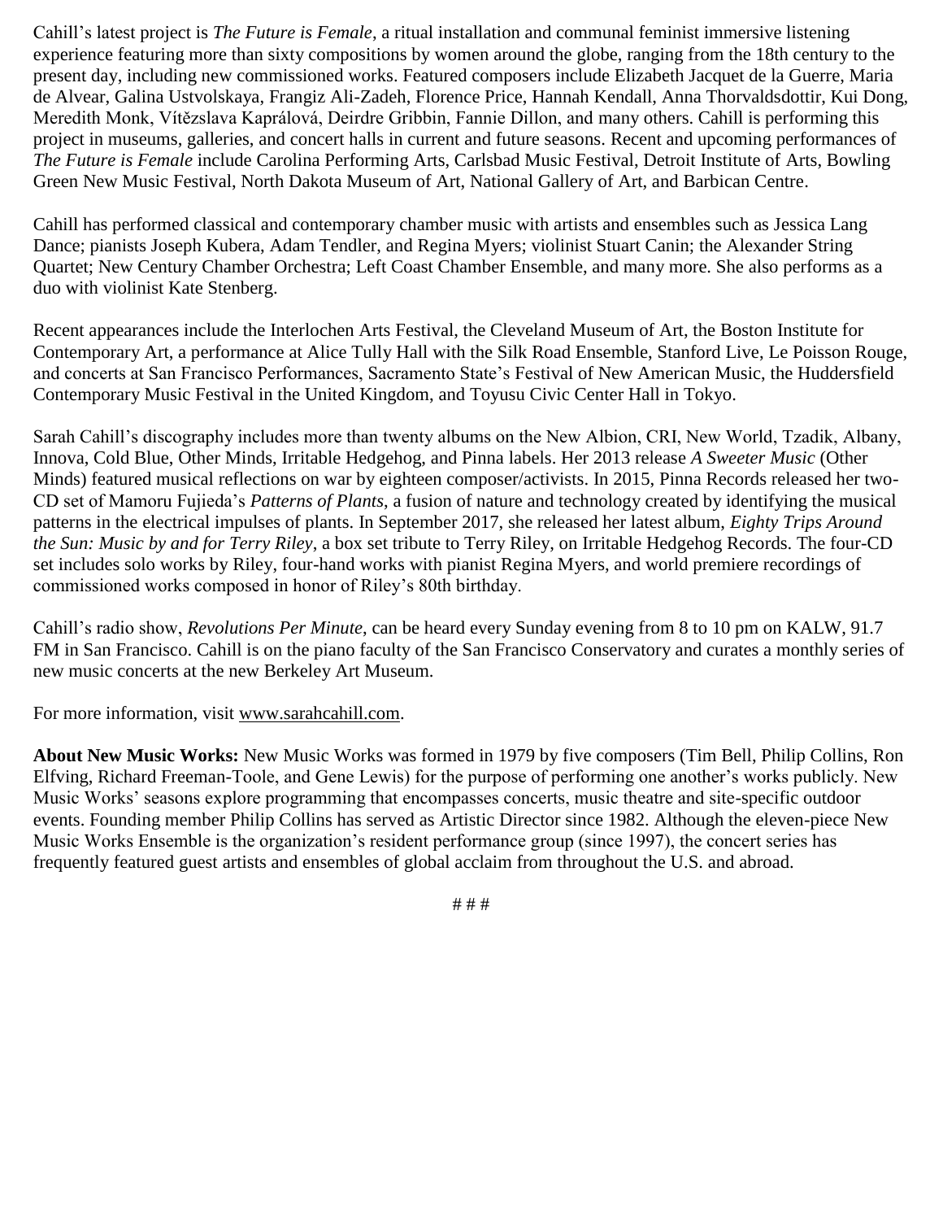Cahill's latest project is *The Future is Female*, a ritual installation and communal feminist immersive listening experience featuring more than sixty compositions by women around the globe, ranging from the 18th century to the present day, including new commissioned works. Featured composers include Elizabeth Jacquet de la Guerre, Maria de Alvear, Galina Ustvolskaya, Frangiz Ali-Zadeh, Florence Price, Hannah Kendall, Anna Thorvaldsdottir, Kui Dong, Meredith Monk, Vítězslava Kaprálová, Deirdre Gribbin, Fannie Dillon, and many others. Cahill is performing this project in museums, galleries, and concert halls in current and future seasons. Recent and upcoming performances of *The Future is Female* include Carolina Performing Arts, Carlsbad Music Festival, Detroit Institute of Arts, Bowling Green New Music Festival, North Dakota Museum of Art, National Gallery of Art, and Barbican Centre.

Cahill has performed classical and contemporary chamber music with artists and ensembles such as Jessica Lang Dance; pianists Joseph Kubera, Adam Tendler, and Regina Myers; violinist Stuart Canin; the Alexander String Quartet; New Century Chamber Orchestra; Left Coast Chamber Ensemble, and many more. She also performs as a duo with violinist Kate Stenberg.

Recent appearances include the Interlochen Arts Festival, the Cleveland Museum of Art, the Boston Institute for Contemporary Art, a performance at Alice Tully Hall with the Silk Road Ensemble, Stanford Live, Le Poisson Rouge, and concerts at San Francisco Performances, Sacramento State's Festival of New American Music, the Huddersfield Contemporary Music Festival in the United Kingdom, and Toyusu Civic Center Hall in Tokyo.

Sarah Cahill's discography includes more than twenty albums on the New Albion, CRI, New World, Tzadik, Albany, Innova, Cold Blue, Other Minds, Irritable Hedgehog, and Pinna labels. Her 2013 release *A Sweeter Music* (Other Minds) featured musical reflections on war by eighteen composer/activists. In 2015, Pinna Records released her two-CD set of Mamoru Fujieda's *Patterns of Plants*, a fusion of nature and technology created by identifying the musical patterns in the electrical impulses of plants. In September 2017, she released her latest album, *Eighty Trips Around the Sun: Music by and for Terry Riley*, a box set tribute to Terry Riley, on Irritable Hedgehog Records. The four-CD set includes solo works by Riley, four-hand works with pianist Regina Myers, and world premiere recordings of commissioned works composed in honor of Riley's 80th birthday.

Cahill's radio show, *Revolutions Per Minute*, can be heard every Sunday evening from 8 to 10 pm on KALW, 91.7 FM in San Francisco. Cahill is on the piano faculty of the San Francisco Conservatory and curates a monthly series of new music concerts at the new Berkeley Art Museum.

For more information, visit www.sarahcahill.com.

**About New Music Works:** New Music Works was formed in 1979 by five composers (Tim Bell, Philip Collins, Ron Elfving, Richard Freeman-Toole, and Gene Lewis) for the purpose of performing one another's works publicly. New Music Works' seasons explore programming that encompasses concerts, music theatre and site-specific outdoor events. Founding member Philip Collins has served as Artistic Director since 1982. Although the eleven-piece New Music Works Ensemble is the organization's resident performance group (since 1997), the concert series has frequently featured guest artists and ensembles of global acclaim from throughout the U.S. and abroad.

# # #